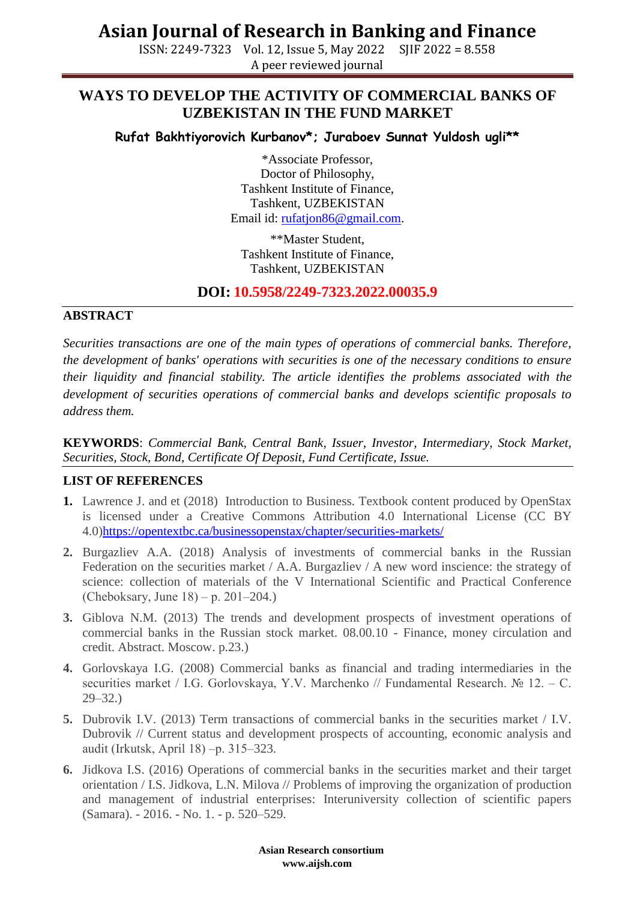# WAYS TO DEVELOP THE ACTIVITY OF COMMERCIAL BANKS OF UZBEKISTAN IN THE FUND MARKET

**Rufat Bakhtiyorovich Kurbanov*; Juraboev Sunnat Yuldosh ugli****

*Associate Professor,
Doctor of Philosophy,
Tashkent Institute of Finance,
Tashkent, UZBEKISTAN
Email id: rufatjon86@gmail.com.

**Master Student,
Tashkent Institute of Finance,
Tashkent, UZBEKISTAN

## DOI: 10.5958/2249-7323.2022.00035.9

## ABSTRACT

*Securities transactions are one of the main types of operations of commercial banks. Therefore, the development of banks' operations with securities is one of the necessary conditions to ensure their liquidity and financial stability. The article identifies the problems associated with the development of securities operations of commercial banks and develops scientific proposals to address them.*

**KEYWORDS**: *Commercial Bank, Central Bank, Issuer, Investor, Intermediary, Stock Market, Securities, Stock, Bond, Certificate Of Deposit, Fund Certificate, Issue.*

## LIST OF REFERENCES

1. Lawrence J. and et (2018) Introduction to Business. Textbook content produced by OpenStax is licensed under a Creative Commons Attribution 4.0 International License (CC BY 4.0)https://opentextbc.ca/businessopenstax/chapter/securities-markets/
2. Burgazliev A.A. (2018) Analysis of investments of commercial banks in the Russian Federation on the securities market / A.A. Burgazliev / A new word inscience: the strategy of science: collection of materials of the V International Scientific and Practical Conference (Cheboksary, June 18) – p. 201–204.)
3. Giblova N.M. (2013) The trends and development prospects of investment operations of commercial banks in the Russian stock market. 08.00.10 - Finance, money circulation and credit. Abstract. Moscow. p.23.)
4. Gorlovskaya I.G. (2008) Commercial banks as financial and trading intermediaries in the securities market / I.G. Gorlovskaya, Y.V. Marchenko // Fundamental Research. № 12. – C. 29–32.)
5. Dubrovik I.V. (2013) Term transactions of commercial banks in the securities market / I.V. Dubrovik // Current status and development prospects of accounting, economic analysis and audit (Irkutsk, April 18) –p. 315–323.
6. Jidkova I.S. (2016) Operations of commercial banks in the securities market and their target orientation / I.S. Jidkova, L.N. Milova // Problems of improving the organization of production and management of industrial enterprises: Interuniversity collection of scientific papers (Samara). - 2016. - No. 1. - p. 520–529.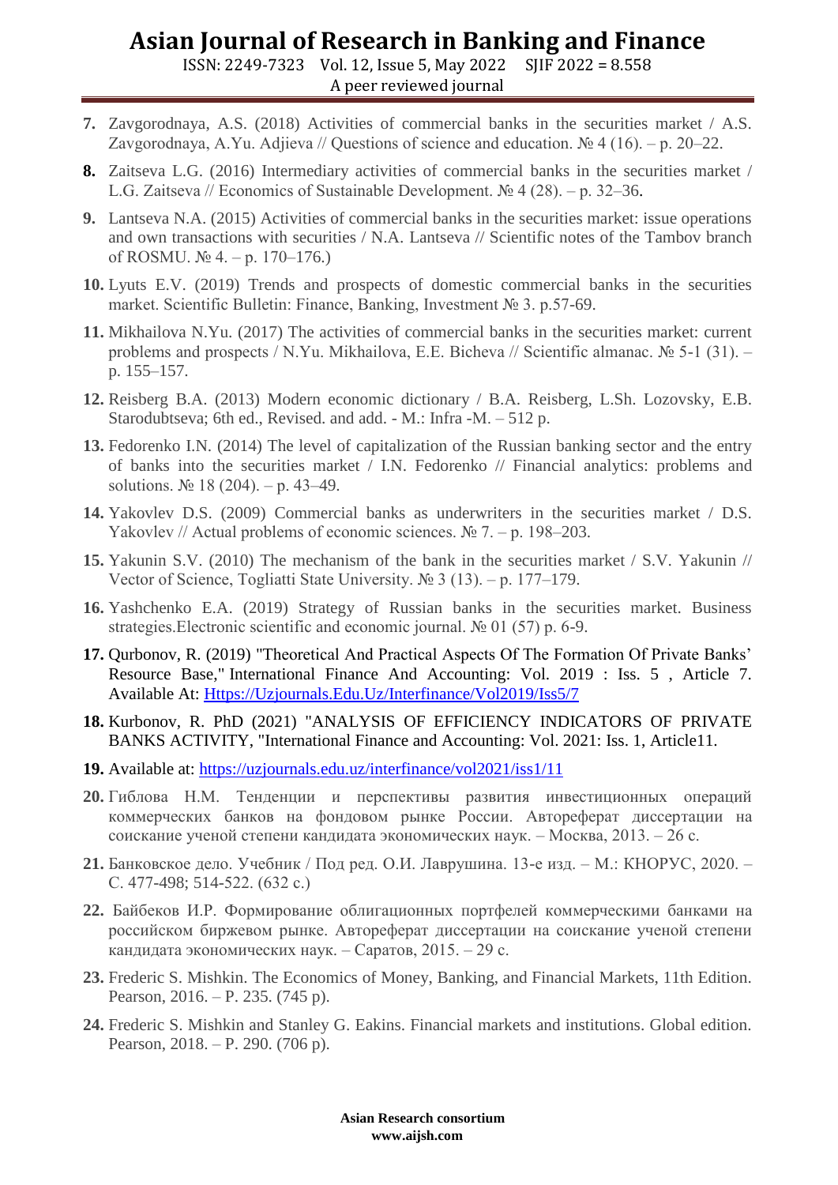7. Zavgorodnaya, A.S. (2018) Activities of commercial banks in the securities market / A.S. Zavgorodnaya, A.Yu. Adjieva // Questions of science and education. № 4 (16). – p. 20–22.

8. Zaitseva L.G. (2016) Intermediary activities of commercial banks in the securities market / L.G. Zaitseva // Economics of Sustainable Development. № 4 (28). – p. 32–36.

9. Lantseva N.A. (2015) Activities of commercial banks in the securities market: issue operations and own transactions with securities / N.A. Lantseva // Scientific notes of the Tambov branch of ROSMU. № 4. – p. 170–176.)

10. Lyuts E.V. (2019) Trends and prospects of domestic commercial banks in the securities market. Scientific Bulletin: Finance, Banking, Investment № 3. p.57-69.

11. Mikhailova N.Yu. (2017) The activities of commercial banks in the securities market: current problems and prospects / N.Yu. Mikhailova, E.E. Bicheva // Scientific almanac. № 5-1 (31). – p. 155–157.

12. Reisberg B.A. (2013) Modern economic dictionary / B.A. Reisberg, L.Sh. Lozovsky, E.B. Starodubtseva; 6th ed., Revised. and add. - M.: Infra -M. – 512 p.

13. Fedorenko I.N. (2014) The level of capitalization of the Russian banking sector and the entry of banks into the securities market / I.N. Fedorenko // Financial analytics: problems and solutions. № 18 (204). – p. 43–49.

14. Yakovlev D.S. (2009) Commercial banks as underwriters in the securities market / D.S. Yakovlev // Actual problems of economic sciences. № 7. – p. 198–203.

15. Yakunin S.V. (2010) The mechanism of the bank in the securities market / S.V. Yakunin // Vector of Science, Togliatti State University. № 3 (13). – p. 177–179.

16. Yashchenko E.A. (2019) Strategy of Russian banks in the securities market. Business strategies.Electronic scientific and economic journal. № 01 (57) p. 6-9.

17. Qurbonov, R. (2019) "Theoretical And Practical Aspects Of The Formation Of Private Banks' Resource Base," International Finance And Accounting: Vol. 2019 : Iss. 5 , Article 7. Available At: Https://Uzjournals.Edu.Uz/Interfinance/Vol2019/Iss5/7

18. Kurbonov, R. PhD (2021) "ANALYSIS OF EFFICIENCY INDICATORS OF PRIVATE BANKS ACTIVITY, "International Finance and Accounting: Vol. 2021: Iss. 1, Article11.

19. Available at: https://uzjournals.edu.uz/interfinance/vol2021/iss1/11

20. Гиблова Н.М. Тенденции и перспективы развития инвестиционных операций коммерческих банков на фондовом рынке России. Автореферат диссертации на соискание ученой степени кандидата экономических наук. – Москва, 2013. – 26 с.

21. Банковское дело. Учебник / Под ред. О.И. Лаврушина. 13-е изд. – М.: КНОРУС, 2020. – С. 477-498; 514-522. (632 с.)

22. Байбеков И.Р. Формирование облигационных портфелей коммерческими банками на российском биржевом рынке. Автореферат диссертации на соискание ученой степени кандидата экономических наук. – Саратов, 2015. – 29 с.

23. Frederic S. Mishkin. The Economics of Money, Banking, and Financial Markets, 11th Edition. Pearson, 2016. – P. 235. (745 p).

24. Frederic S. Mishkin and Stanley G. Eakins. Financial markets and institutions. Global edition. Pearson, 2018. – P. 290. (706 p).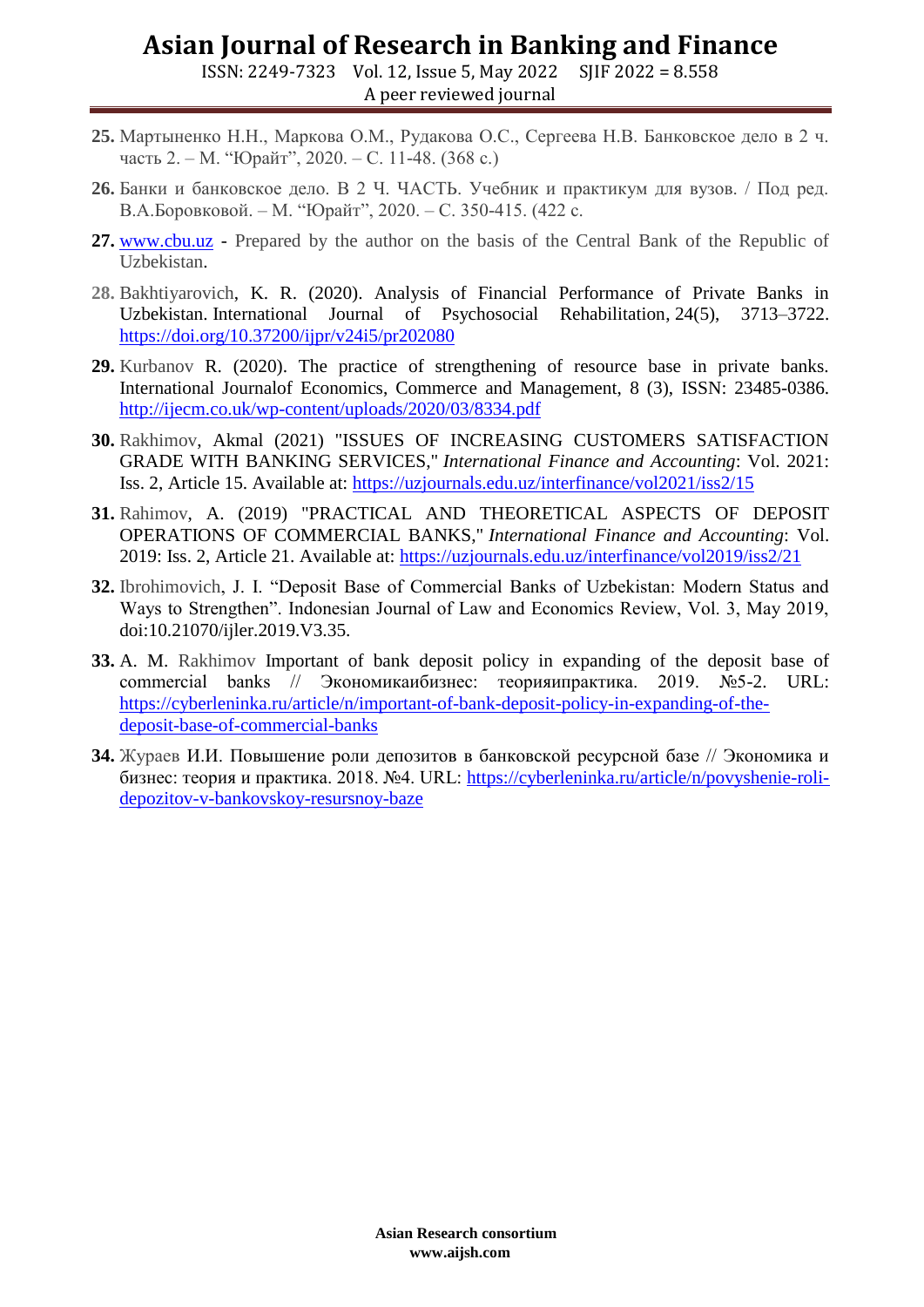**25.** Мартыненко Н.Н., Маркова О.М., Рудакова О.С., Сергеева Н.В. Банковское дело в 2 ч. часть 2. – М. “Юрайт”, 2020. – С. 11-48. (368 с.)

**26.** Банки и банковское дело. В 2 Ч. ЧАСТЬ. Учебник и практикум для вузов. / Под ред. В.А.Боровковой. – М. “Юрайт”, 2020. – С. 350-415. (422 с.

**27.** www.cbu.uz - Prepared by the author on the basis of the Central Bank of the Republic of Uzbekistan.

**28.** Bakhtiyarovich, K. R. (2020). Analysis of Financial Performance of Private Banks in Uzbekistan. International Journal of Psychosocial Rehabilitation, 24(5), 3713–3722. https://doi.org/10.37200/ijpr/v24i5/pr202080

**29.** Kurbanov R. (2020). The practice of strengthening of resource base in private banks. International Journalof Economics, Commerce and Management, 8 (3), ISSN: 23485-0386. http://ijecm.co.uk/wp-content/uploads/2020/03/8334.pdf

**30.** Rakhimov, Akmal (2021) "ISSUES OF INCREASING CUSTOMERS SATISFACTION GRADE WITH BANKING SERVICES," *International Finance and Accounting*: Vol. 2021: Iss. 2, Article 15. Available at: https://uzjournals.edu.uz/interfinance/vol2021/iss2/15

**31.** Rahimov, A. (2019) "PRACTICAL AND THEORETICAL ASPECTS OF DEPOSIT OPERATIONS OF COMMERCIAL BANKS," *International Finance and Accounting*: Vol. 2019: Iss. 2, Article 21. Available at: https://uzjournals.edu.uz/interfinance/vol2019/iss2/21

**32.** Ibrohimovich, J. I. “Deposit Base of Commercial Banks of Uzbekistan: Modern Status and Ways to Strengthen”. Indonesian Journal of Law and Economics Review, Vol. 3, May 2019, doi:10.21070/ijler.2019.V3.35.

**33.** A. M. Rakhimov Important of bank deposit policy in expanding of the deposit base of commercial banks // Экономикаибизнес: теорияипрактика. 2019. №5-2. URL: https://cyberleninka.ru/article/n/important-of-bank-deposit-policy-in-expanding-of-the-deposit-base-of-commercial-banks

**34.** Жураев И.И. Повышение роли депозитов в банковской ресурсной базе // Экономика и бизнес: теория и практика. 2018. №4. URL: https://cyberleninka.ru/article/n/povyshenie-roli-depozitov-v-bankovskoy-resursnoy-baze